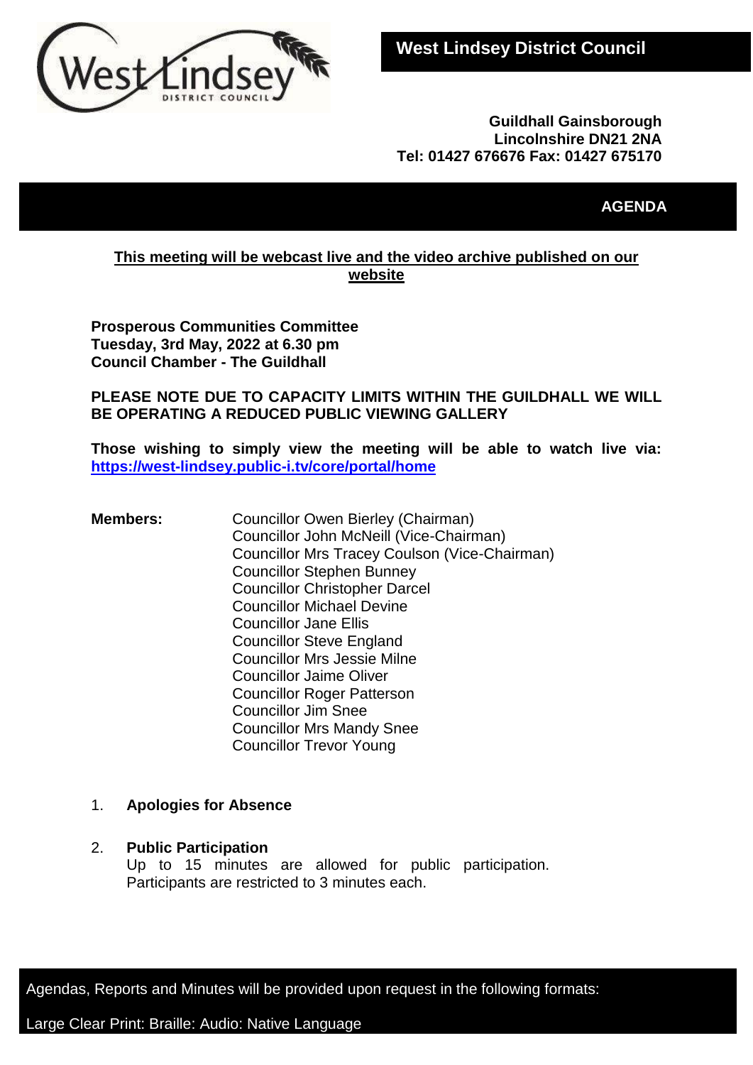# West Lindsey District Council

**Guildhall Gainsborough**
**Lincolnshire DN21 2NA**
**Tel: 01427 676676 Fax: 01427 675170**

## AGENDA

**This meeting will be webcast live and the video archive published on our website**

**Prosperous Communities Committee**
**Tuesday, 3rd May, 2022 at 6.30 pm**
**Council Chamber - The Guildhall**

**PLEASE NOTE DUE TO CAPACITY LIMITS WITHIN THE GUILDHALL WE WILL BE OPERATING A REDUCED PUBLIC VIEWING GALLERY**

**Those wishing to simply view the meeting will be able to watch live via: https://west-lindsey.public-i.tv/core/portal/home**

**Members:**

Councillor Owen Bierley (Chairman)
Councillor John McNeill (Vice-Chairman)
Councillor Mrs Tracey Coulson (Vice-Chairman)
Councillor Stephen Bunney
Councillor Christopher Darcel
Councillor Michael Devine
Councillor Jane Ellis
Councillor Steve England
Councillor Mrs Jessie Milne
Councillor Jaime Oliver
Councillor Roger Patterson
Councillor Jim Snee
Councillor Mrs Mandy Snee
Councillor Trevor Young

1. **Apologies for Absence**

2. **Public Participation**
   Up to 15 minutes are allowed for public participation. Participants are restricted to 3 minutes each.

Agendas, Reports and Minutes will be provided upon request in the following formats:

Large Clear Print: Braille: Audio: Native Language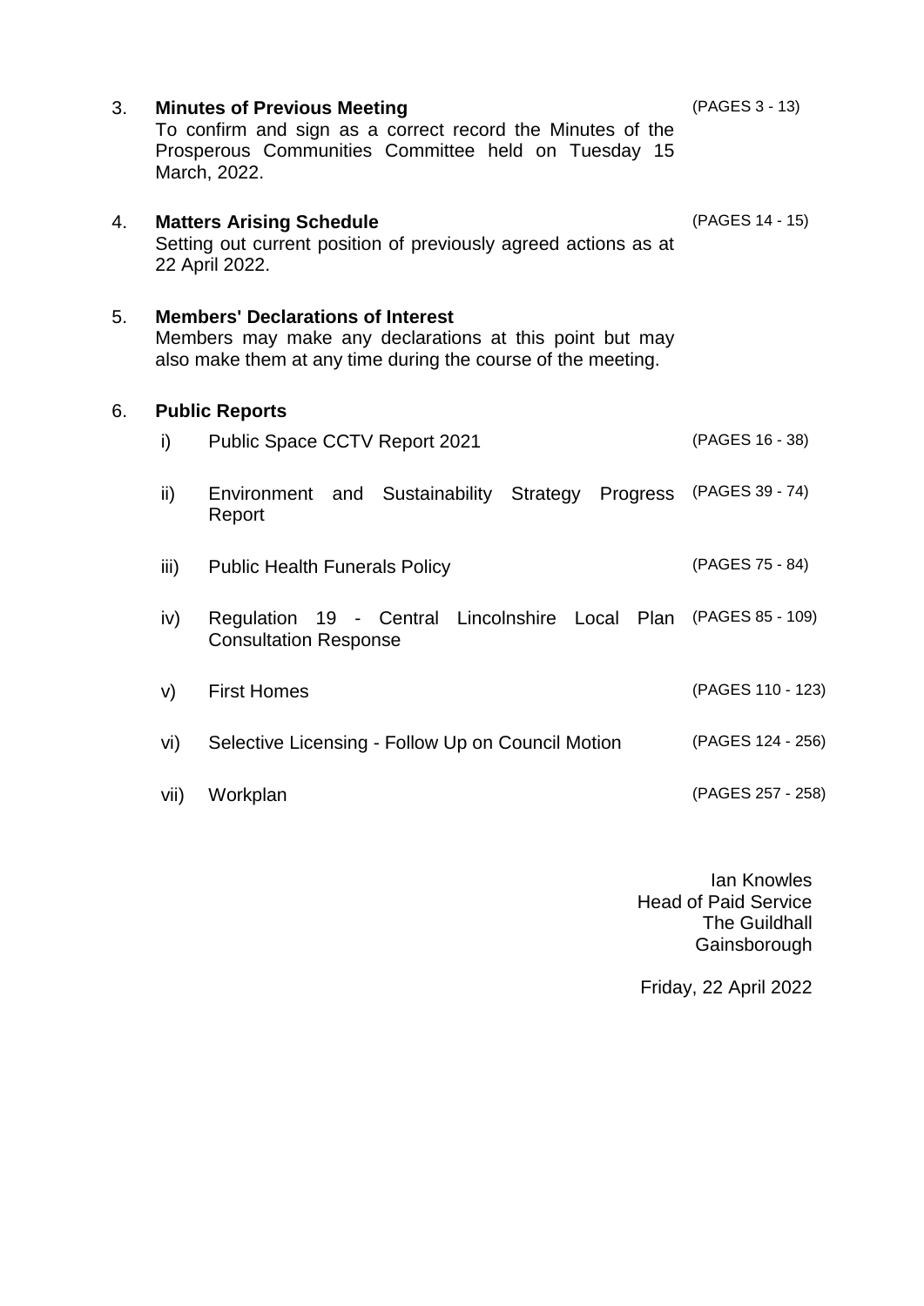3. **Minutes of Previous Meeting** (PAGES 3 - 13)
   To confirm and sign as a correct record the Minutes of the Prosperous Communities Committee held on Tuesday 15 March, 2022.

4. **Matters Arising Schedule** (PAGES 14 - 15)
   Setting out current position of previously agreed actions as at 22 April 2022.

5. **Members' Declarations of Interest**
   Members may make any declarations at this point but may also make them at any time during the course of the meeting.

6. **Public Reports**

   i) Public Space CCTV Report 2021 (PAGES 16 - 38)

   ii) Environment and Sustainability Strategy Progress Report (PAGES 39 - 74)

   iii) Public Health Funerals Policy (PAGES 75 - 84)

   iv) Regulation 19 - Central Lincolnshire Local Plan Consultation Response (PAGES 85 - 109)

   v) First Homes (PAGES 110 - 123)

   vi) Selective Licensing - Follow Up on Council Motion (PAGES 124 - 256)

   vii) Workplan (PAGES 257 - 258)

Ian Knowles
Head of Paid Service
The Guildhall
Gainsborough

Friday, 22 April 2022